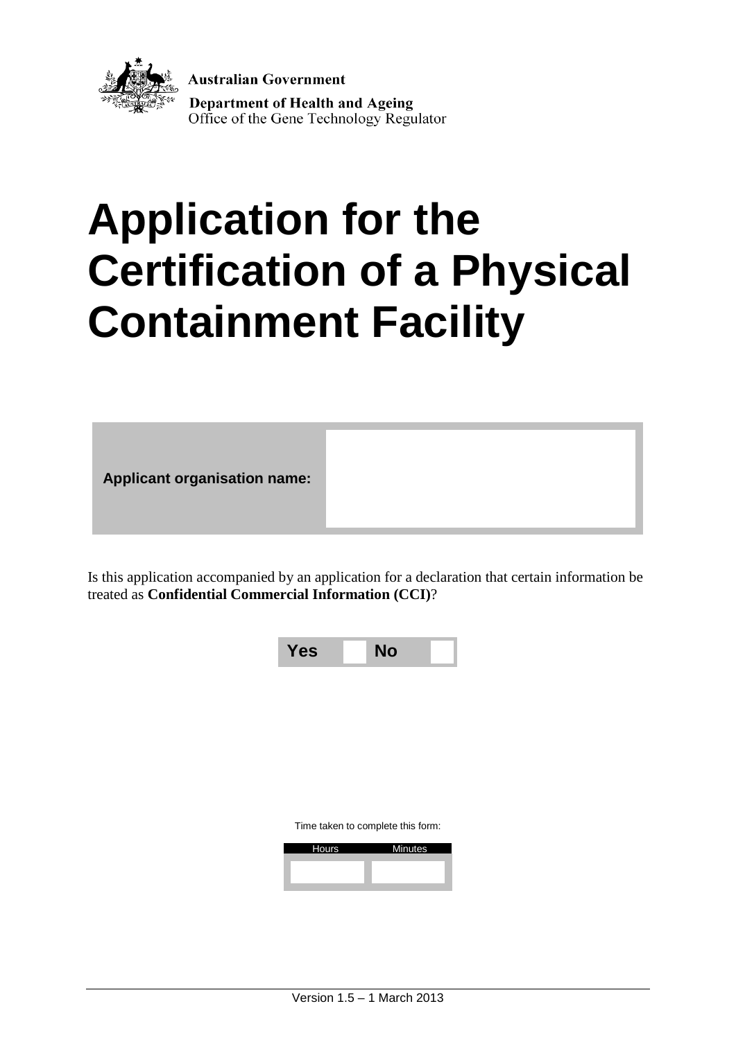Australian Government

**Department of Health and Ageing**
Office of the Gene Technology Regulator

# Application for the Certification of a Physical Containment Facility

| **Applicant organisation name:** | |
|---|---|

Is this application accompanied by an application for a declaration that certain information be treated as **Confidential Commercial Information (CCI)**?

| **Yes** | | **No** | |
|---|---|---|---|

Time taken to complete this form:

| Hours | Minutes |
|---|---|
| | |

Version 1.5 – 1 March 2013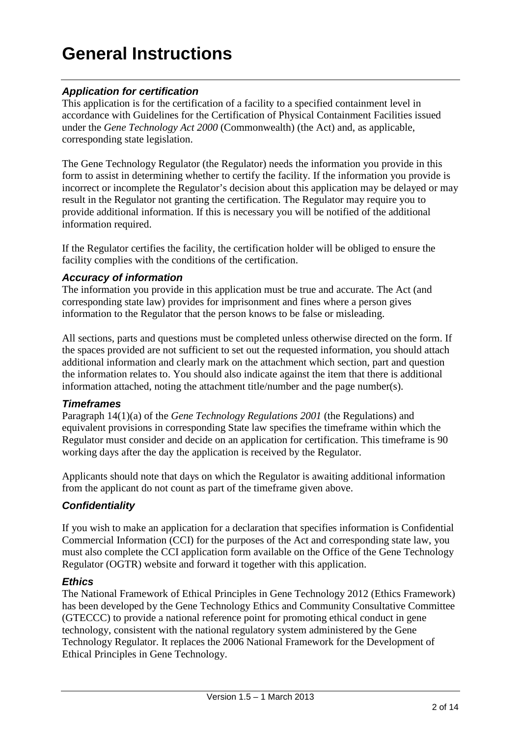# General Instructions

### *Application for certification*

This application is for the certification of a facility to a specified containment level in accordance with Guidelines for the Certification of Physical Containment Facilities issued under the *Gene Technology Act 2000* (Commonwealth) (the Act) and, as applicable, corresponding state legislation.

The Gene Technology Regulator (the Regulator) needs the information you provide in this form to assist in determining whether to certify the facility. If the information you provide is incorrect or incomplete the Regulator's decision about this application may be delayed or may result in the Regulator not granting the certification. The Regulator may require you to provide additional information. If this is necessary you will be notified of the additional information required.

If the Regulator certifies the facility, the certification holder will be obliged to ensure the facility complies with the conditions of the certification.

### *Accuracy of information*

The information you provide in this application must be true and accurate. The Act (and corresponding state law) provides for imprisonment and fines where a person gives information to the Regulator that the person knows to be false or misleading.

All sections, parts and questions must be completed unless otherwise directed on the form. If the spaces provided are not sufficient to set out the requested information, you should attach additional information and clearly mark on the attachment which section, part and question the information relates to. You should also indicate against the item that there is additional information attached, noting the attachment title/number and the page number(s).

### *Timeframes*

Paragraph 14(1)(a) of the *Gene Technology Regulations 2001* (the Regulations) and equivalent provisions in corresponding State law specifies the timeframe within which the Regulator must consider and decide on an application for certification. This timeframe is 90 working days after the day the application is received by the Regulator.

Applicants should note that days on which the Regulator is awaiting additional information from the applicant do not count as part of the timeframe given above.

### *Confidentiality*

If you wish to make an application for a declaration that specifies information is Confidential Commercial Information (CCI) for the purposes of the Act and corresponding state law, you must also complete the CCI application form available on the Office of the Gene Technology Regulator (OGTR) website and forward it together with this application.

### *Ethics*

The National Framework of Ethical Principles in Gene Technology 2012 (Ethics Framework) has been developed by the Gene Technology Ethics and Community Consultative Committee (GTECCC) to provide a national reference point for promoting ethical conduct in gene technology, consistent with the national regulatory system administered by the Gene Technology Regulator. It replaces the 2006 National Framework for the Development of Ethical Principles in Gene Technology.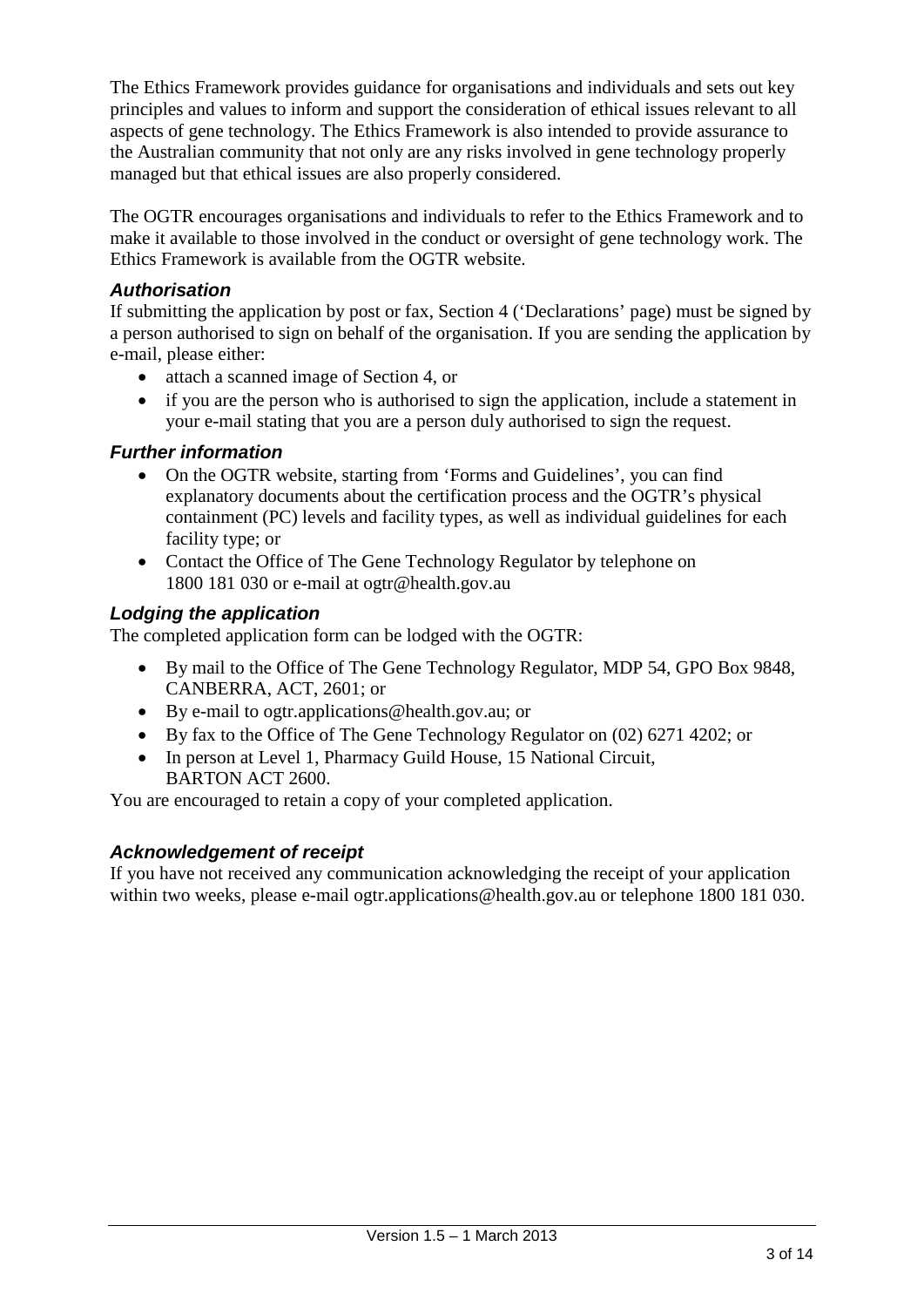The Ethics Framework provides guidance for organisations and individuals and sets out key principles and values to inform and support the consideration of ethical issues relevant to all aspects of gene technology. The Ethics Framework is also intended to provide assurance to the Australian community that not only are any risks involved in gene technology properly managed but that ethical issues are also properly considered.

The OGTR encourages organisations and individuals to refer to the Ethics Framework and to make it available to those involved in the conduct or oversight of gene technology work. The Ethics Framework is available from the OGTR website.

### *Authorisation*

If submitting the application by post or fax, Section 4 ('Declarations' page) must be signed by a person authorised to sign on behalf of the organisation. If you are sending the application by e-mail, please either:

- attach a scanned image of Section 4, or
- if you are the person who is authorised to sign the application, include a statement in your e-mail stating that you are a person duly authorised to sign the request.

### *Further information*

- On the OGTR website, starting from 'Forms and Guidelines', you can find explanatory documents about the certification process and the OGTR's physical containment (PC) levels and facility types, as well as individual guidelines for each facility type; or
- Contact the Office of The Gene Technology Regulator by telephone on 1800 181 030 or e-mail at ogtr@health.gov.au

### *Lodging the application*

The completed application form can be lodged with the OGTR:

- By mail to the Office of The Gene Technology Regulator, MDP 54, GPO Box 9848, CANBERRA, ACT, 2601; or
- By e-mail to ogtr.applications@health.gov.au; or
- By fax to the Office of The Gene Technology Regulator on (02) 6271 4202; or
- In person at Level 1, Pharmacy Guild House, 15 National Circuit, BARTON ACT 2600.

You are encouraged to retain a copy of your completed application.

### *Acknowledgement of receipt*

If you have not received any communication acknowledging the receipt of your application within two weeks, please e-mail ogtr.applications@health.gov.au or telephone 1800 181 030.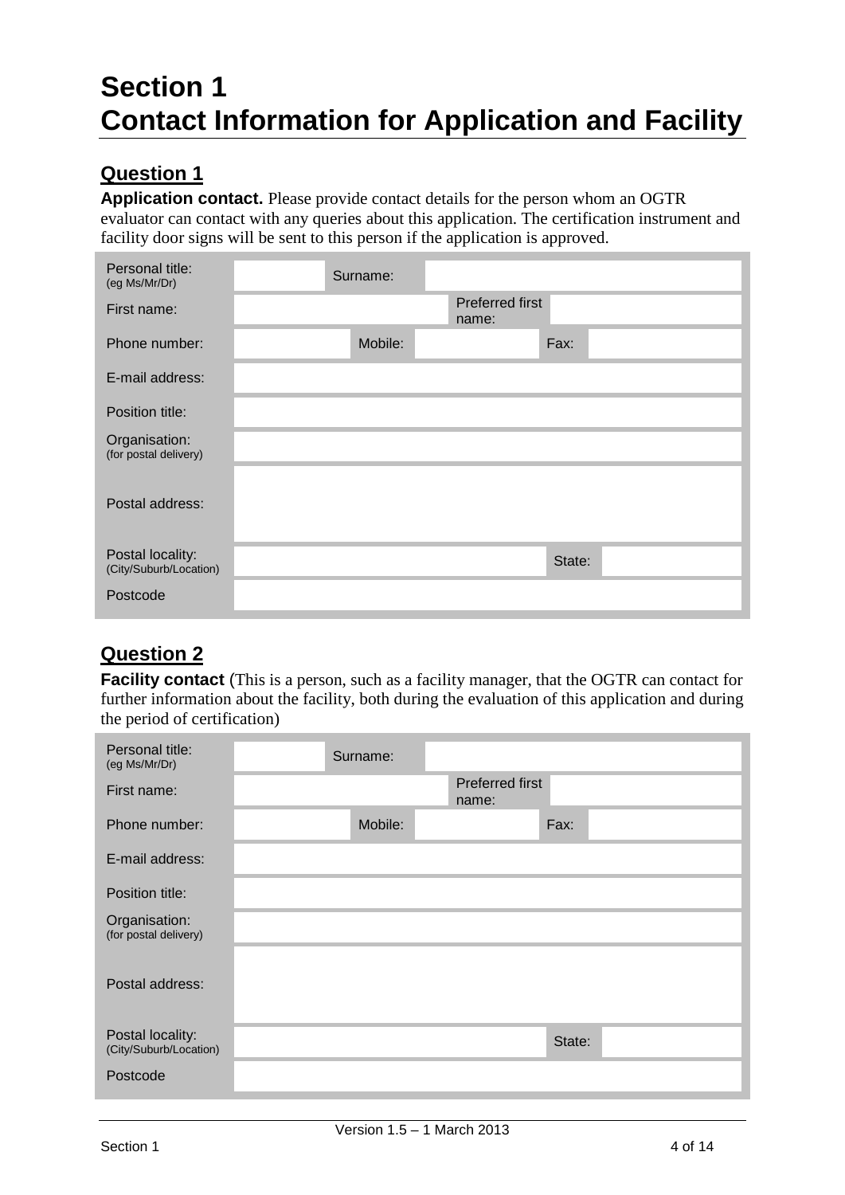# Section 1
# Contact Information for Application and Facility

## Question 1

**Application contact.** Please provide contact details for the person whom an OGTR evaluator can contact with any queries about this application. The certification instrument and facility door signs will be sent to this person if the application is approved.

| | | | | | |
|---|---|---|---|---|---|
| Personal title: (eg Ms/Mr/Dr) | | Surname: | | | |
| First name: | | | Preferred first name: | | |
| Phone number: | | Mobile: | | Fax: | |
| E-mail address: | | | | | |
| Position title: | | | | | |
| Organisation: (for postal delivery) | | | | | |
| Postal address: | | | | | |
| Postal locality: (City/Suburb/Location) | | | | State: | |
| Postcode | | | | | |

## Question 2

**Facility contact** (This is a person, such as a facility manager, that the OGTR can contact for further information about the facility, both during the evaluation of this application and during the period of certification)

| | | | | | |
|---|---|---|---|---|---|
| Personal title: (eg Ms/Mr/Dr) | | Surname: | | | |
| First name: | | | Preferred first name: | | |
| Phone number: | | Mobile: | | Fax: | |
| E-mail address: | | | | | |
| Position title: | | | | | |
| Organisation: (for postal delivery) | | | | | |
| Postal address: | | | | | |
| Postal locality: (City/Suburb/Location) | | | | State: | |
| Postcode | | | | | |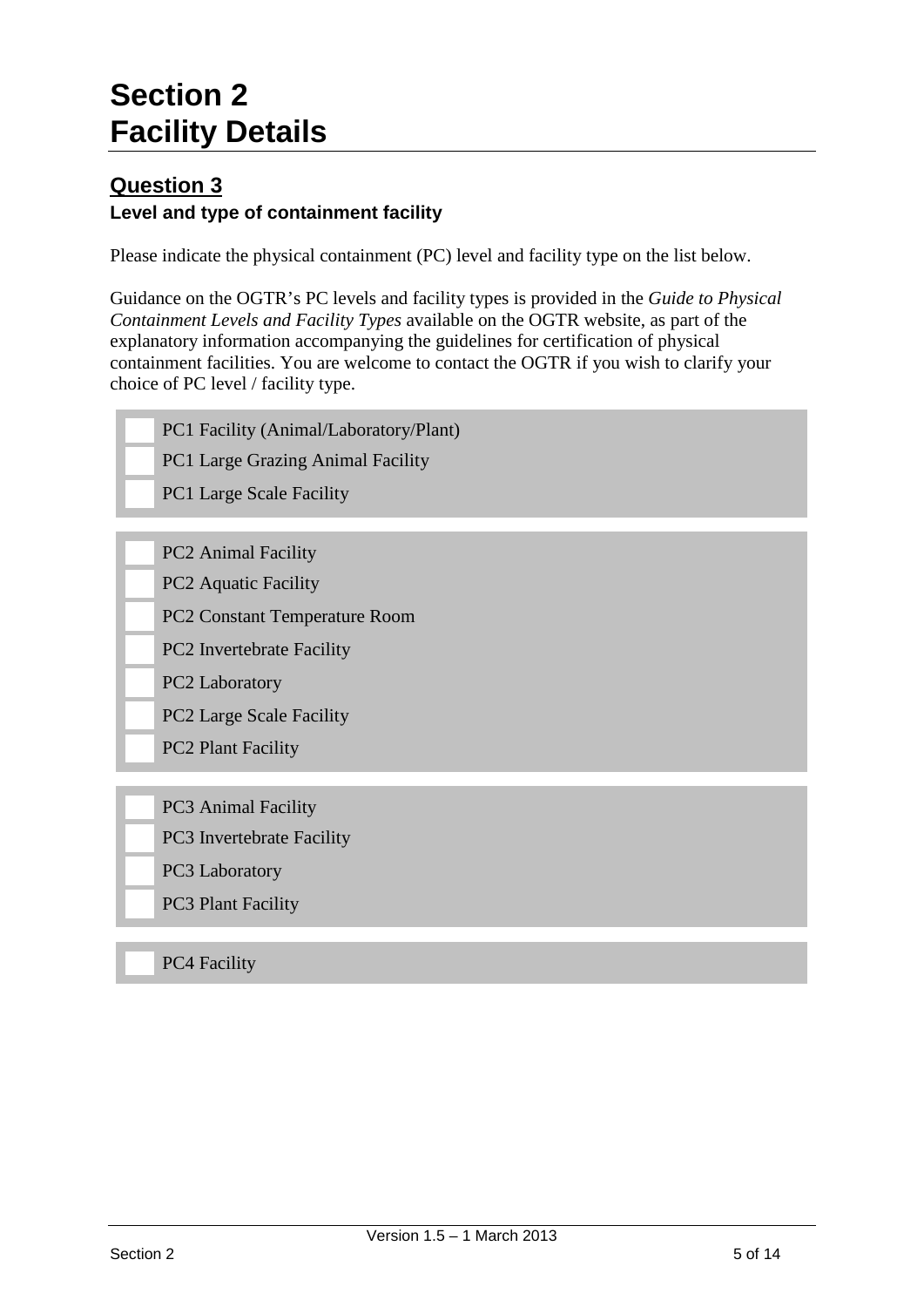# Section 2
# Facility Details

## Question 3

### Level and type of containment facility

Please indicate the physical containment (PC) level and facility type on the list below.

Guidance on the OGTR's PC levels and facility types is provided in the *Guide to Physical Containment Levels and Facility Types* available on the OGTR website, as part of the explanatory information accompanying the guidelines for certification of physical containment facilities. You are welcome to contact the OGTR if you wish to clarify your choice of PC level / facility type.

- [ ] PC1 Facility (Animal/Laboratory/Plant)
- [ ] PC1 Large Grazing Animal Facility
- [ ] PC1 Large Scale Facility

- [ ] PC2 Animal Facility
- [ ] PC2 Aquatic Facility
- [ ] PC2 Constant Temperature Room
- [ ] PC2 Invertebrate Facility
- [ ] PC2 Laboratory
- [ ] PC2 Large Scale Facility
- [ ] PC2 Plant Facility

- [ ] PC3 Animal Facility
- [ ] PC3 Invertebrate Facility
- [ ] PC3 Laboratory
- [ ] PC3 Plant Facility

- [ ] PC4 Facility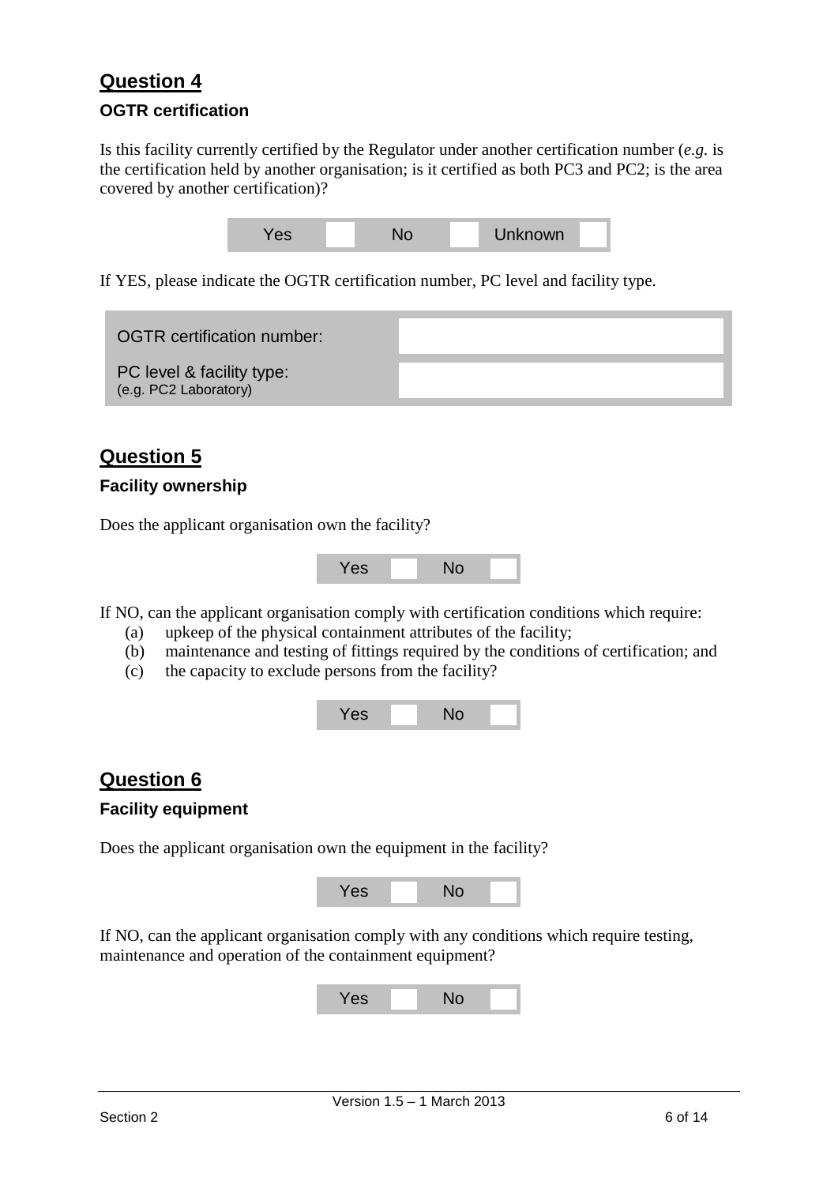## Question 4

### OGTR certification

Is this facility currently certified by the Regulator under another certification number (*e.g.* is the certification held by another organisation; is it certified as both PC3 and PC2; is the area covered by another certification)?

| Yes | | No | | Unknown | |
|---|---|---|---|---|---|

If YES, please indicate the OGTR certification number, PC level and facility type.

| | |
|---|---|
| OGTR certification number: | |
| PC level & facility type: (e.g. PC2 Laboratory) | |

## Question 5

### Facility ownership

Does the applicant organisation own the facility?

| Yes | | No | |
|---|---|---|---|

If NO, can the applicant organisation comply with certification conditions which require:

(a) upkeep of the physical containment attributes of the facility;
(b) maintenance and testing of fittings required by the conditions of certification; and
(c) the capacity to exclude persons from the facility?

| Yes | | No | |
|---|---|---|---|

## Question 6

### Facility equipment

Does the applicant organisation own the equipment in the facility?

| Yes | | No | |
|---|---|---|---|

If NO, can the applicant organisation comply with any conditions which require testing, maintenance and operation of the containment equipment?

| Yes | | No | |
|---|---|---|---|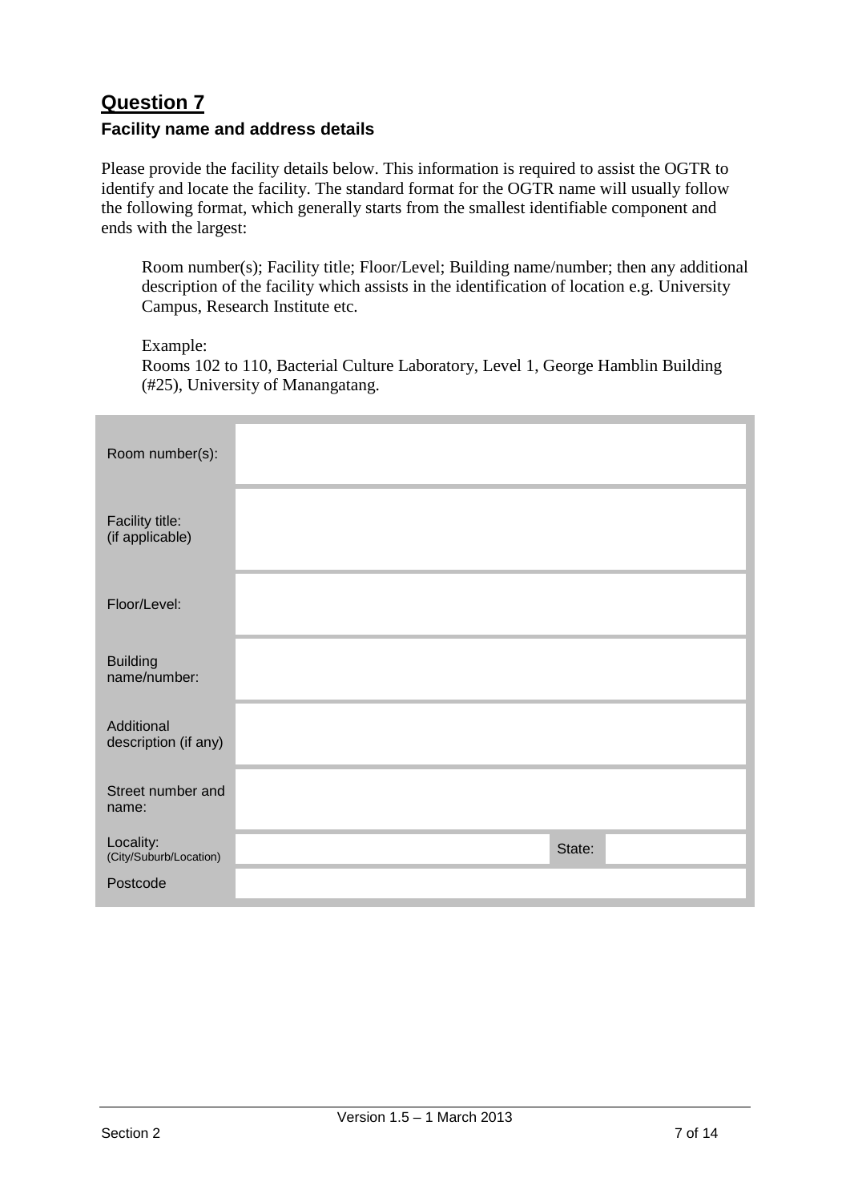## Question 7

### Facility name and address details

Please provide the facility details below. This information is required to assist the OGTR to identify and locate the facility. The standard format for the OGTR name will usually follow the following format, which generally starts from the smallest identifiable component and ends with the largest:

> Room number(s); Facility title; Floor/Level; Building name/number; then any additional description of the facility which assists in the identification of location e.g. University Campus, Research Institute etc.
>
> Example:
> Rooms 102 to 110, Bacterial Culture Laboratory, Level 1, George Hamblin Building (#25), University of Manangatang.

| | | | |
|---|---|---|---|
| Room number(s): | | | |
| Facility title: (if applicable) | | | |
| Floor/Level: | | | |
| Building name/number: | | | |
| Additional description (if any) | | | |
| Street number and name: | | | |
| Locality: (City/Suburb/Location) | | State: | |
| Postcode | | | |

Version 1.5 – 1 March 2013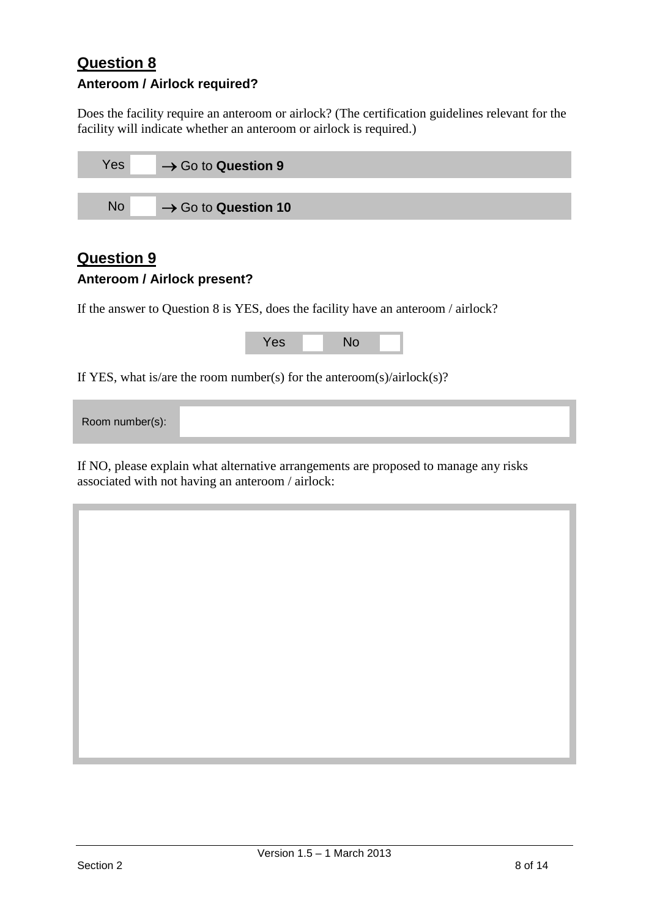## Question 8

### Anteroom / Airlock required?

Does the facility require an anteroom or airlock? (The certification guidelines relevant for the facility will indicate whether an anteroom or airlock is required.)

| | | |
|---|---|---|
| Yes | ☐ | → Go to **Question 9** |
| No | ☐ | → Go to **Question 10** |

## Question 9

### Anteroom / Airlock present?

If the answer to Question 8 is YES, does the facility have an anteroom / airlock?

Yes ☐ No ☐

If YES, what is/are the room number(s) for the anteroom(s)/airlock(s)?

| Room number(s): | |
|---|---|

If NO, please explain what alternative arrangements are proposed to manage any risks associated with not having an anteroom / airlock:

| |
|---|
| |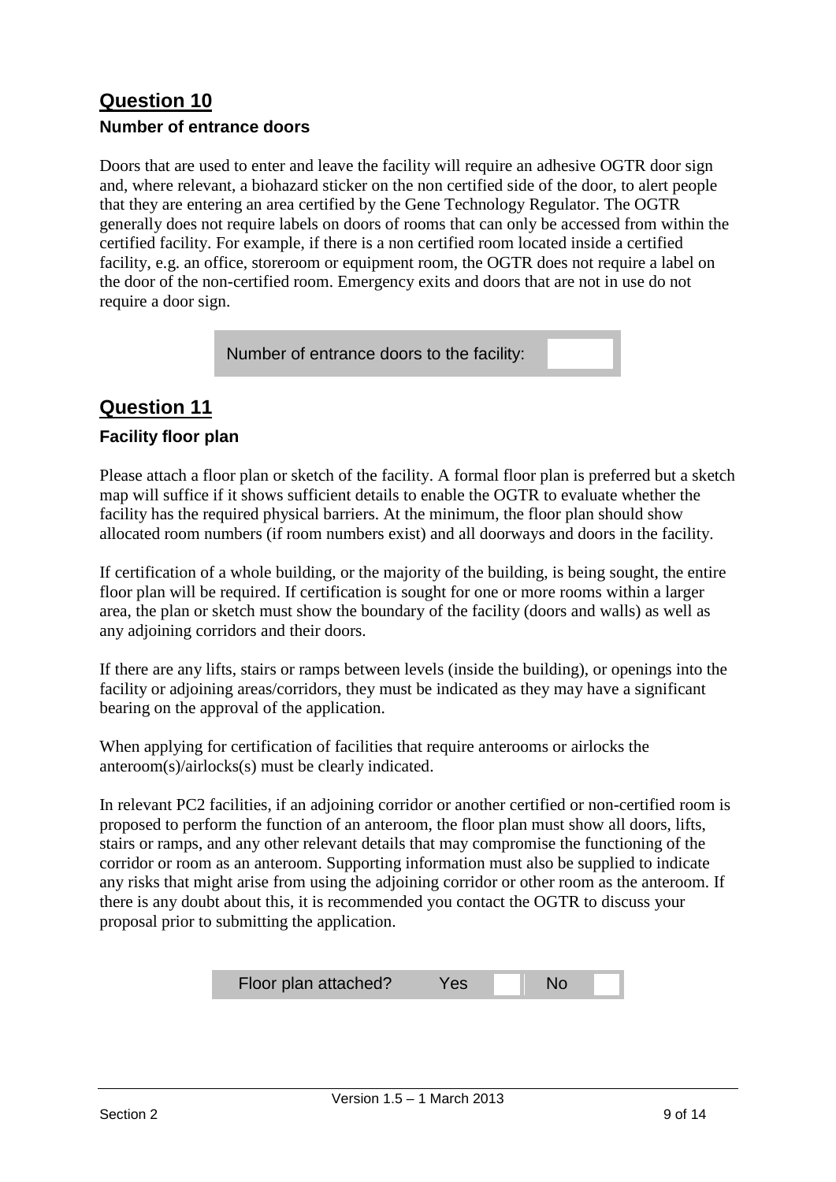## Question 10

### Number of entrance doors

Doors that are used to enter and leave the facility will require an adhesive OGTR door sign and, where relevant, a biohazard sticker on the non certified side of the door, to alert people that they are entering an area certified by the Gene Technology Regulator. The OGTR generally does not require labels on doors of rooms that can only be accessed from within the certified facility. For example, if there is a non certified room located inside a certified facility, e.g. an office, storeroom or equipment room, the OGTR does not require a label on the door of the non-certified room. Emergency exits and doors that are not in use do not require a door sign.

| Number of entrance doors to the facility: | |
|---|---|

## Question 11

### Facility floor plan

Please attach a floor plan or sketch of the facility. A formal floor plan is preferred but a sketch map will suffice if it shows sufficient details to enable the OGTR to evaluate whether the facility has the required physical barriers. At the minimum, the floor plan should show allocated room numbers (if room numbers exist) and all doorways and doors in the facility.

If certification of a whole building, or the majority of the building, is being sought, the entire floor plan will be required. If certification is sought for one or more rooms within a larger area, the plan or sketch must show the boundary of the facility (doors and walls) as well as any adjoining corridors and their doors.

If there are any lifts, stairs or ramps between levels (inside the building), or openings into the facility or adjoining areas/corridors, they must be indicated as they may have a significant bearing on the approval of the application.

When applying for certification of facilities that require anterooms or airlocks the anteroom(s)/airlocks(s) must be clearly indicated.

In relevant PC2 facilities, if an adjoining corridor or another certified or non-certified room is proposed to perform the function of an anteroom, the floor plan must show all doors, lifts, stairs or ramps, and any other relevant details that may compromise the functioning of the corridor or room as an anteroom. Supporting information must also be supplied to indicate any risks that might arise from using the adjoining corridor or other room as the anteroom. If there is any doubt about this, it is recommended you contact the OGTR to discuss your proposal prior to submitting the application.

| Floor plan attached? | Yes | | No | |
|---|---|---|---|---|

Version 1.5 – 1 March 2013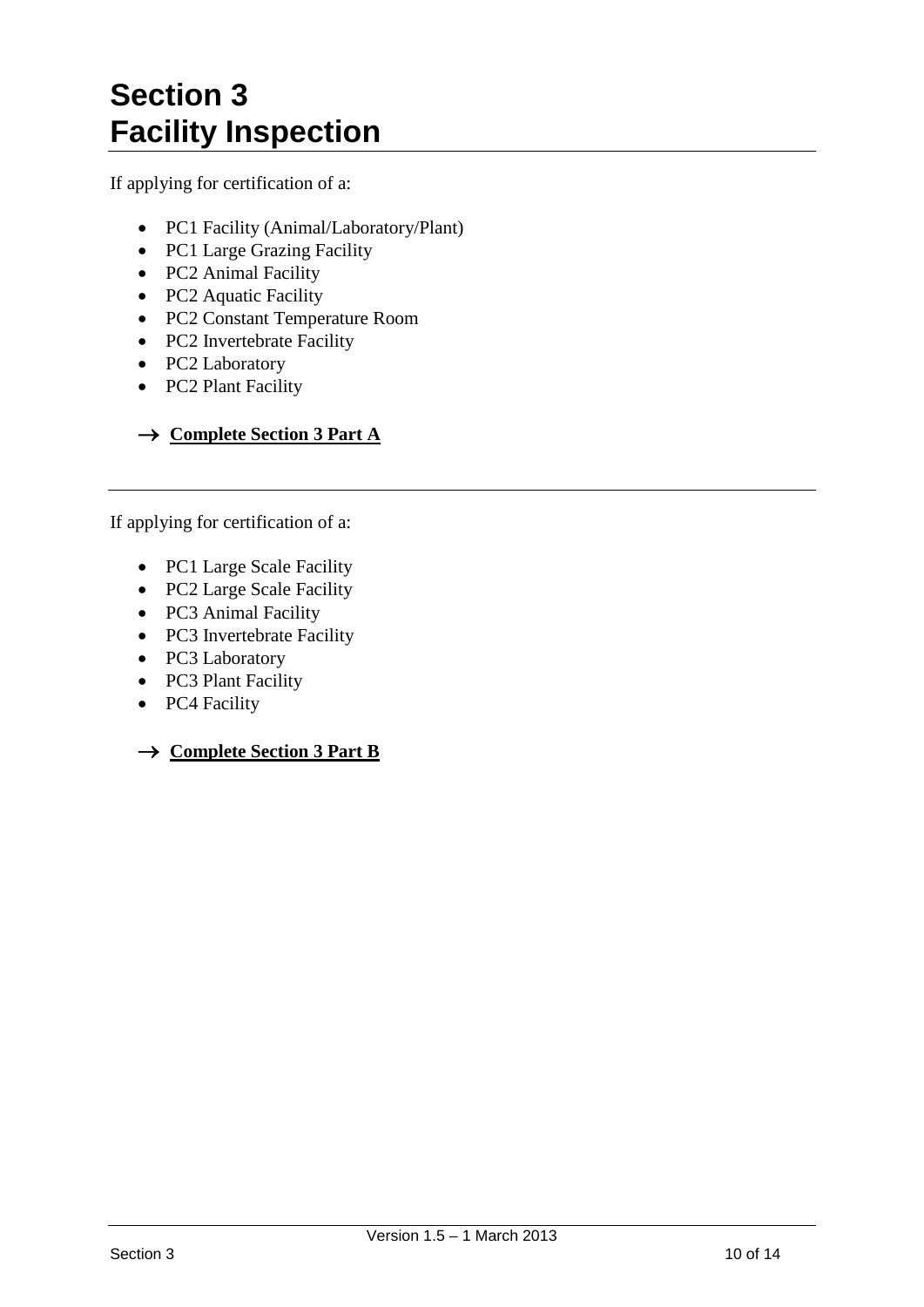# Section 3
# Facility Inspection

If applying for certification of a:

- PC1 Facility (Animal/Laboratory/Plant)
- PC1 Large Grazing Facility
- PC2 Animal Facility
- PC2 Aquatic Facility
- PC2 Constant Temperature Room
- PC2 Invertebrate Facility
- PC2 Laboratory
- PC2 Plant Facility

→ **Complete Section 3 Part A**

---

If applying for certification of a:

- PC1 Large Scale Facility
- PC2 Large Scale Facility
- PC3 Animal Facility
- PC3 Invertebrate Facility
- PC3 Laboratory
- PC3 Plant Facility
- PC4 Facility

→ **Complete Section 3 Part B**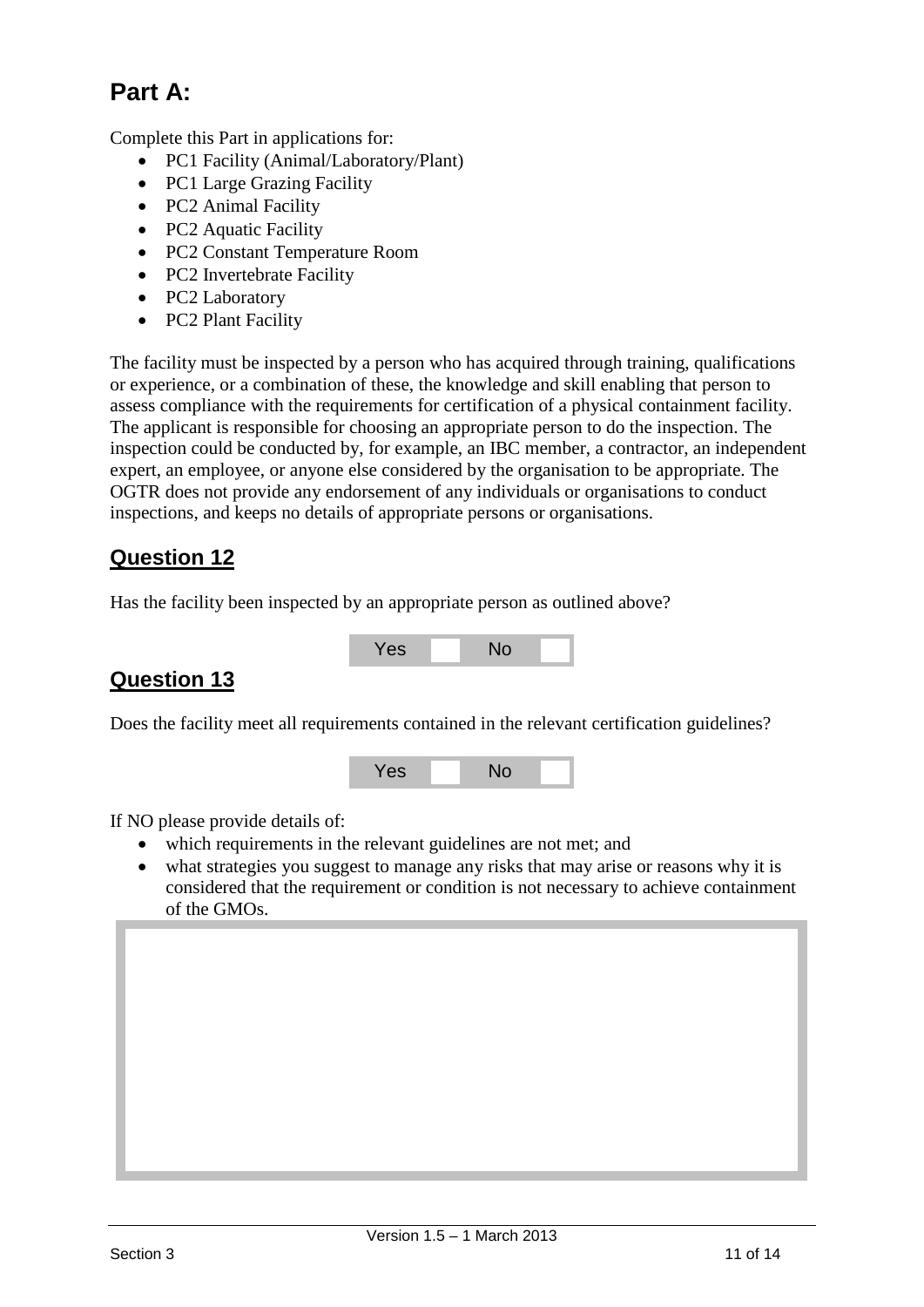# Part A:

Complete this Part in applications for:

- PC1 Facility (Animal/Laboratory/Plant)
- PC1 Large Grazing Facility
- PC2 Animal Facility
- PC2 Aquatic Facility
- PC2 Constant Temperature Room
- PC2 Invertebrate Facility
- PC2 Laboratory
- PC2 Plant Facility

The facility must be inspected by a person who has acquired through training, qualifications or experience, or a combination of these, the knowledge and skill enabling that person to assess compliance with the requirements for certification of a physical containment facility. The applicant is responsible for choosing an appropriate person to do the inspection. The inspection could be conducted by, for example, an IBC member, a contractor, an independent expert, an employee, or anyone else considered by the organisation to be appropriate. The OGTR does not provide any endorsement of any individuals or organisations to conduct inspections, and keeps no details of appropriate persons or organisations.

## Question 12

Has the facility been inspected by an appropriate person as outlined above?

| Yes | | No | |
|---|---|---|---|

## Question 13

Does the facility meet all requirements contained in the relevant certification guidelines?

| Yes | | No | |
|---|---|---|---|

If NO please provide details of:

- which requirements in the relevant guidelines are not met; and
- what strategies you suggest to manage any risks that may arise or reasons why it is considered that the requirement or condition is not necessary to achieve containment of the GMOs.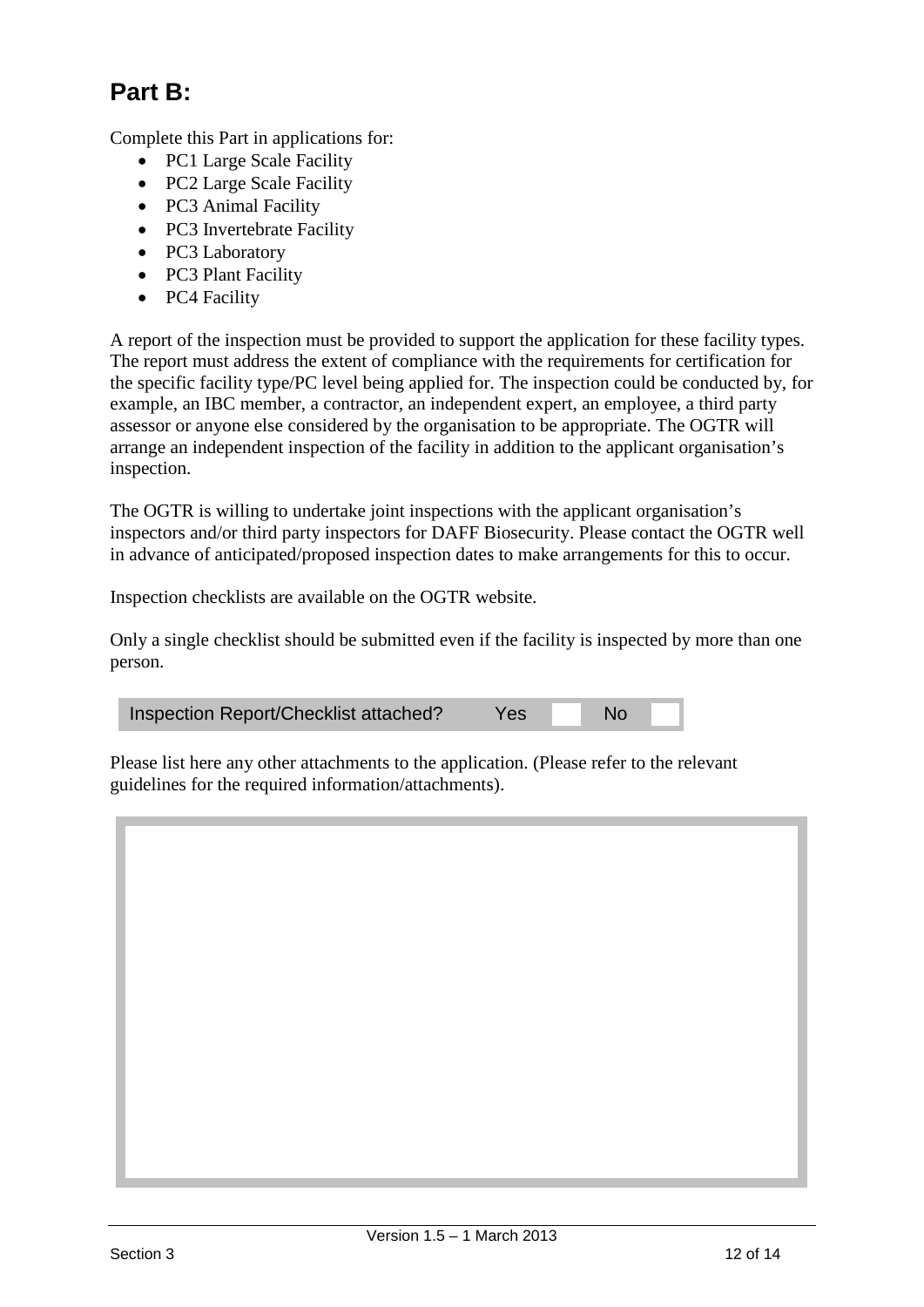## Part B:

Complete this Part in applications for:

- PC1 Large Scale Facility
- PC2 Large Scale Facility
- PC3 Animal Facility
- PC3 Invertebrate Facility
- PC3 Laboratory
- PC3 Plant Facility
- PC4 Facility

A report of the inspection must be provided to support the application for these facility types. The report must address the extent of compliance with the requirements for certification for the specific facility type/PC level being applied for. The inspection could be conducted by, for example, an IBC member, a contractor, an independent expert, an employee, a third party assessor or anyone else considered by the organisation to be appropriate. The OGTR will arrange an independent inspection of the facility in addition to the applicant organisation's inspection.

The OGTR is willing to undertake joint inspections with the applicant organisation's inspectors and/or third party inspectors for DAFF Biosecurity. Please contact the OGTR well in advance of anticipated/proposed inspection dates to make arrangements for this to occur.

Inspection checklists are available on the OGTR website.

Only a single checklist should be submitted even if the facility is inspected by more than one person.

| Inspection Report/Checklist attached? | Yes | | No | |
|---|---|---|---|---|

Please list here any other attachments to the application. (Please refer to the relevant guidelines for the required information/attachments).

| |
|---|
| |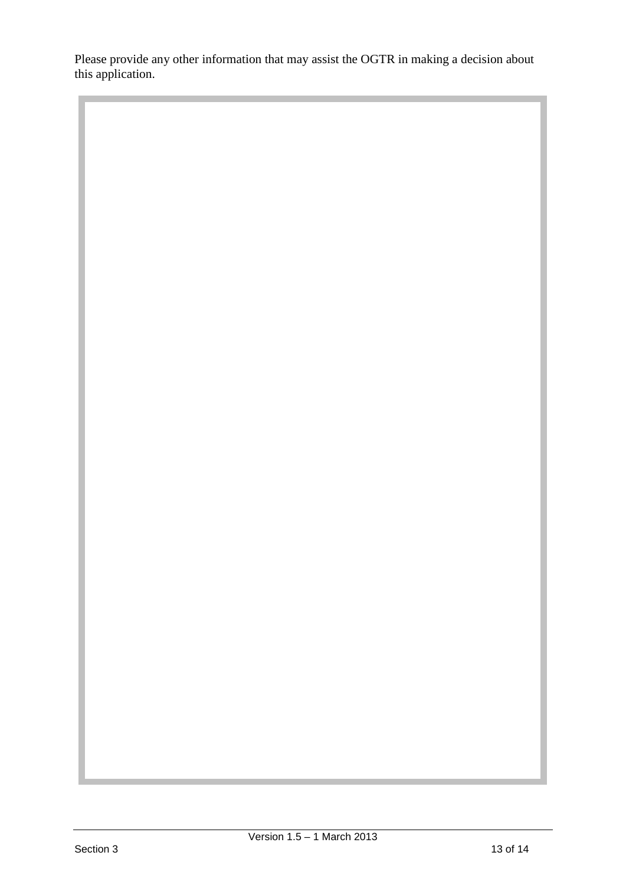Please provide any other information that may assist the OGTR in making a decision about this application.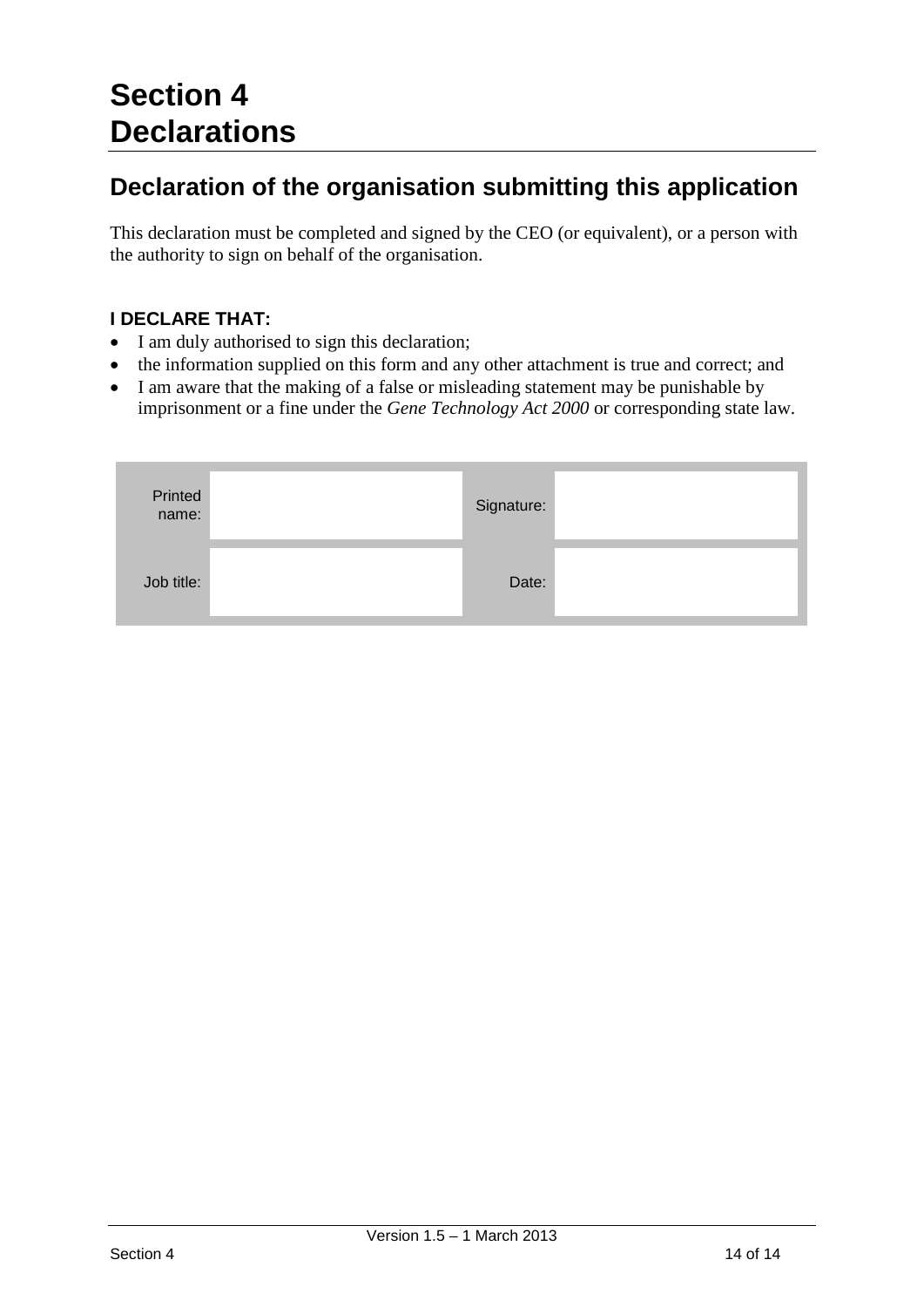# Section 4
# Declarations

## Declaration of the organisation submitting this application

This declaration must be completed and signed by the CEO (or equivalent), or a person with the authority to sign on behalf of the organisation.

### I DECLARE THAT:

- I am duly authorised to sign this declaration;
- the information supplied on this form and any other attachment is true and correct; and
- I am aware that the making of a false or misleading statement may be punishable by imprisonment or a fine under the *Gene Technology Act 2000* or corresponding state law.

| | | | |
|---|---|---|---|
| Printed name: | | Signature: | |
| Job title: | | Date: | |